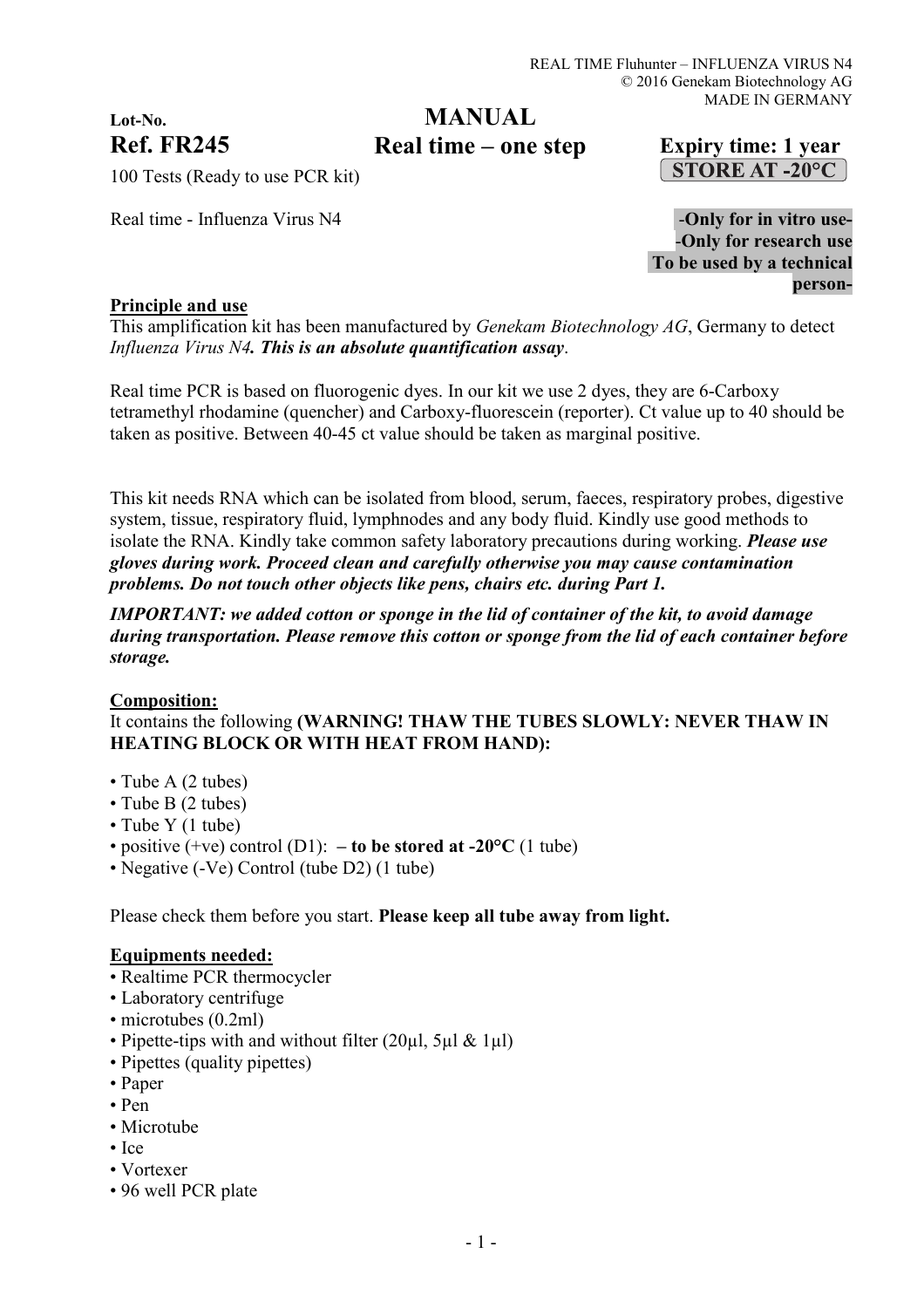Lot-No.

**MANUAL**

**Real time – one step**

**Ref. FR245**

100 Tests (Ready to use PCR kit)

**Expiry time: 1 year**

**STORE AT -20°C**

Real time - Influenza Virus N4

**-Only for in vitro use-**
**-Only for research use**
**To be used by a technical person-**

## Principle and use

This amplification kit has been manufactured by *Genekam Biotechnology AG*, Germany to detect *Influenza Virus N4**. This is an absolute quantification assay***.

Real time PCR is based on fluorogenic dyes. In our kit we use 2 dyes, they are 6-Carboxy tetramethyl rhodamine (quencher) and Carboxy-fluorescein (reporter). Ct value up to 40 should be taken as positive. Between 40-45 ct value should be taken as marginal positive.

This kit needs RNA which can be isolated from blood, serum, faeces, respiratory probes, digestive system, tissue, respiratory fluid, lymphnodes and any body fluid. Kindly use good methods to isolate the RNA. Kindly take common safety laboratory precautions during working. ***Please use gloves during work. Proceed clean and carefully otherwise you may cause contamination problems. Do not touch other objects like pens, chairs etc. during Part 1.***

***IMPORTANT: we added cotton or sponge in the lid of container of the kit, to avoid damage during transportation. Please remove this cotton or sponge from the lid of each container before storage.***

## Composition:

It contains the following **(WARNING! THAW THE TUBES SLOWLY: NEVER THAW IN HEATING BLOCK OR WITH HEAT FROM HAND):**

- Tube A (2 tubes)
- Tube B (2 tubes)
- Tube Y (1 tube)
- positive (+ve) control (D1): **– to be stored at -20°C** (1 tube)
- Negative (-Ve) Control (tube D2) (1 tube)

Please check them before you start. **Please keep all tube away from light.**

## Equipments needed:

- Realtime PCR thermocycler
- Laboratory centrifuge
- microtubes (0.2ml)
- Pipette-tips with and without filter (20µl, 5µl & 1µl)
- Pipettes (quality pipettes)
- Paper
- Pen
- Microtube
- Ice
- Vortexer
- 96 well PCR plate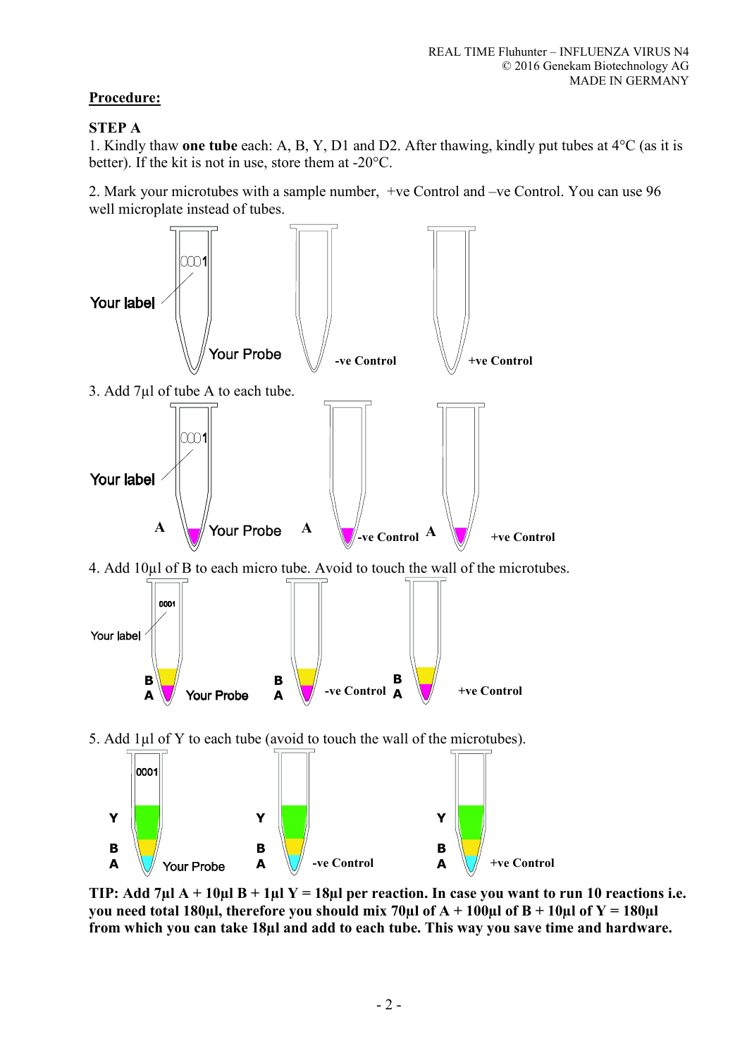**Procedure:**

**STEP A**

1. Kindly thaw **one tube** each: A, B, Y, D1 and D2. After thawing, kindly put tubes at 4°C (as it is better). If the kit is not in use, store them at -20°C.

2. Mark your microtubes with a sample number, +ve Control and –ve Control. You can use 96 well microplate instead of tubes.

3. Add 7µl of tube A to each tube.

4. Add 10µl of B to each micro tube. Avoid to touch the wall of the microtubes.

5. Add 1µl of Y to each tube (avoid to touch the wall of the microtubes).

**TIP: Add 7µl A + 10µl B + 1µl Y = 18µl per reaction. In case you want to run 10 reactions i.e. you need total 180µl, therefore you should mix 70µl of A + 100µl of B + 10µl of Y = 180µl from which you can take 18µl and add to each tube. This way you save time and hardware.**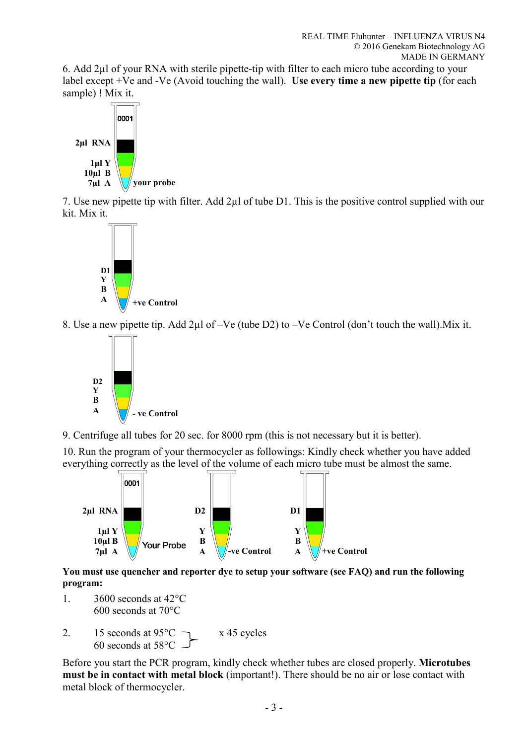6. Add 2µl of your RNA with sterile pipette-tip with filter to each micro tube according to your label except +Ve and -Ve (Avoid touching the wall). **Use every time a new pipette tip** (for each sample) ! Mix it.

0001

2µl RNA
1µl Y
10µl B
7µl A
your probe

7. Use new pipette tip with filter. Add 2µl of tube D1. This is the positive control supplied with our kit. Mix it.

D1
Y
B
A
+ve Control

8. Use a new pipette tip. Add 2µl of –Ve (tube D2) to –Ve Control (don't touch the wall).Mix it.

D2
Y
B
A
- ve Control

9. Centrifuge all tubes for 20 sec. for 8000 rpm (this is not necessary but it is better).

10. Run the program of your thermocycler as followings: Kindly check whether you have added everything correctly as the level of the volume of each micro tube must be almost the same.

0001

2µl RNA
1µl Y
10µl B
7µl A
Your Probe

D2
Y
B
A
-ve Control

D1
Y
B
A
+ve Control

**You must use quencher and reporter dye to setup your software (see FAQ) and run the following program:**

1. 3600 seconds at 42°C
   600 seconds at 70°C

2. 15 seconds at 95°C
   60 seconds at 58°C
   x 45 cycles

Before you start the PCR program, kindly check whether tubes are closed properly. **Microtubes must be in contact with metal block** (important!). There should be no air or lose contact with metal block of thermocycler.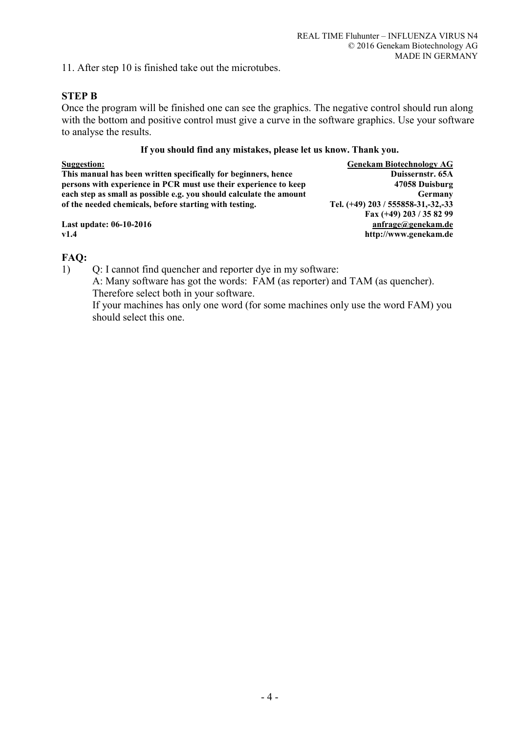11. After step 10 is finished take out the microtubes.

## STEP B

Once the program will be finished one can see the graphics. The negative control should run along with the bottom and positive control must give a curve in the software graphics. Use your software to analyse the results.

**If you should find any mistakes, please let us know. Thank you.**

**Suggestion:**
**This manual has been written specifically for beginners, hence persons with experience in PCR must use their experience to keep each step as small as possible e.g. you should calculate the amount of the needed chemicals, before starting with testing.**

**Last update: 06-10-2016**
**v1.4**

**Genekam Biotechnology AG**
**Duissernstr. 65A**
**47058 Duisburg**
**Germany**
**Tel. (+49) 203 / 555858-31,-32,-33**
**Fax (+49) 203 / 35 82 99**
**anfrage@genekam.de**
**http://www.genekam.de**

## FAQ:

1) Q: I cannot find quencher and reporter dye in my software:
   A: Many software has got the words: FAM (as reporter) and TAM (as quencher). Therefore select both in your software.
   If your machines has only one word (for some machines only use the word FAM) you should select this one.